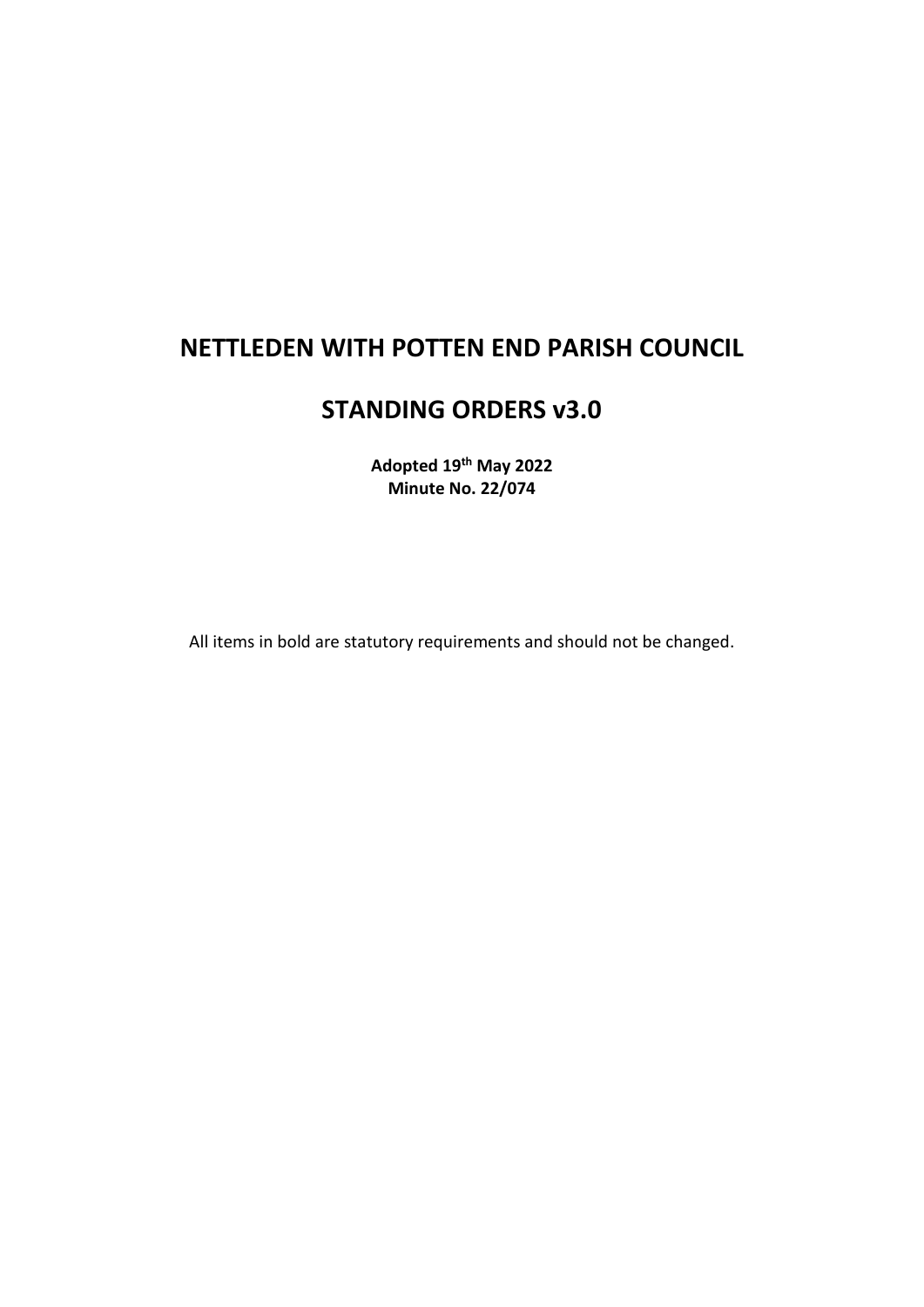# NETTLEDEN WITH POTTEN END PARISH COUNCIL

# STANDING ORDERS v3.0

**Adopted 19th May 2022**
**Minute No. 22/074**

All items in bold are statutory requirements and should not be changed.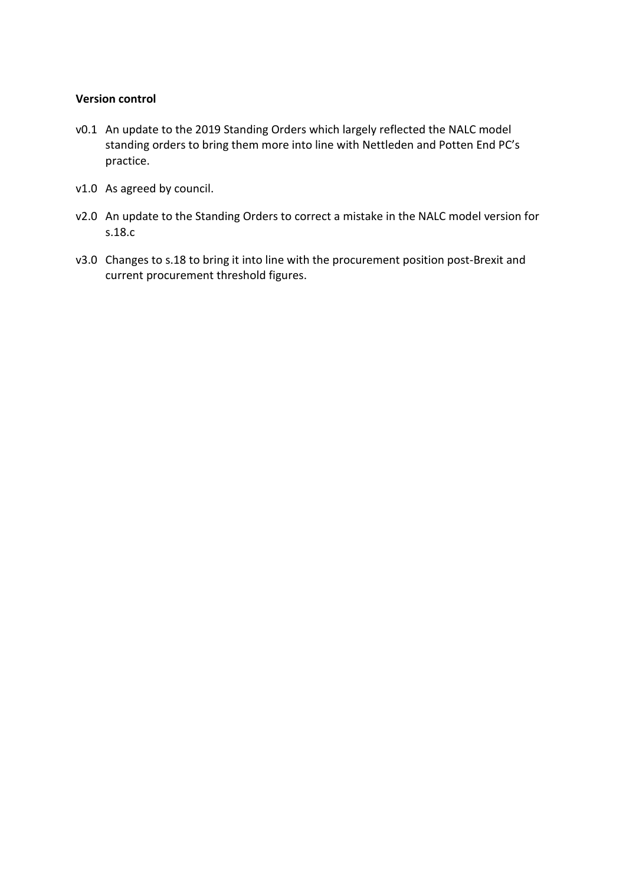**Version control**

v0.1 An update to the 2019 Standing Orders which largely reflected the NALC model standing orders to bring them more into line with Nettleden and Potten End PC's practice.

v1.0 As agreed by council.

v2.0 An update to the Standing Orders to correct a mistake in the NALC model version for s.18.c

v3.0 Changes to s.18 to bring it into line with the procurement position post-Brexit and current procurement threshold figures.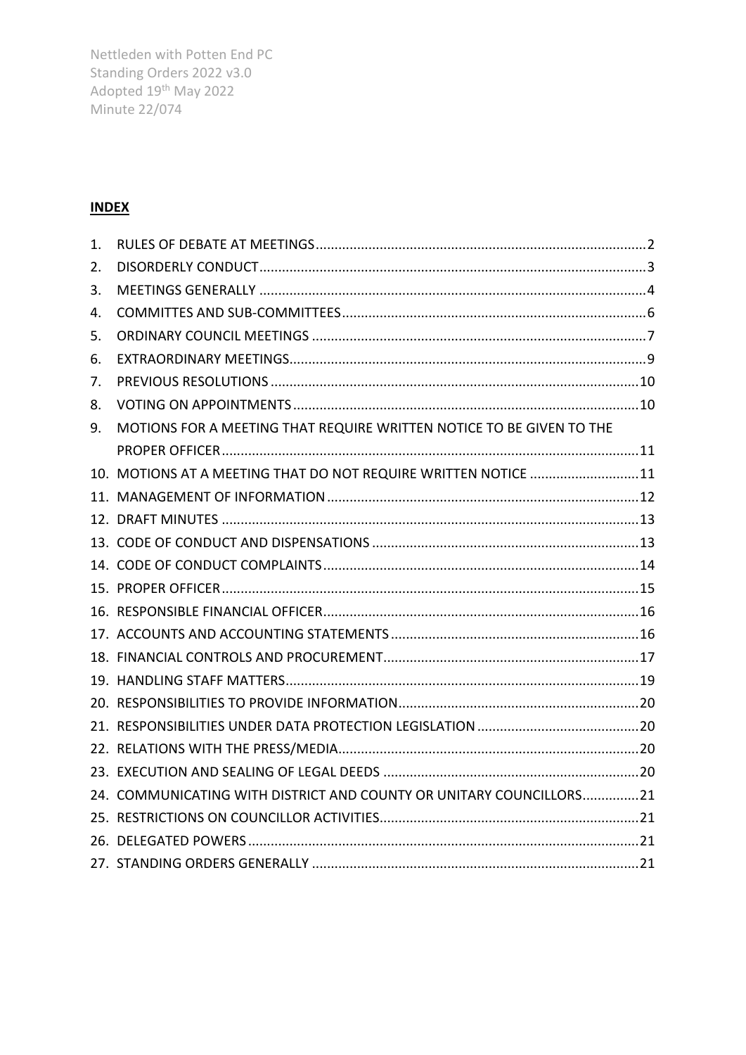Nettleden with Potten End PC
Standing Orders 2022 v3.0
Adopted 19th May 2022
Minute 22/074

## INDEX

1. RULES OF DEBATE AT MEETINGS .......... 2
2. DISORDERLY CONDUCT .......... 3
3. MEETINGS GENERALLY .......... 4
4. COMMITTES AND SUB-COMMITTEES .......... 6
5. ORDINARY COUNCIL MEETINGS .......... 7
6. EXTRAORDINARY MEETINGS .......... 9
7. PREVIOUS RESOLUTIONS .......... 10
8. VOTING ON APPOINTMENTS .......... 10
9. MOTIONS FOR A MEETING THAT REQUIRE WRITTEN NOTICE TO BE GIVEN TO THE PROPER OFFICER .......... 11
10. MOTIONS AT A MEETING THAT DO NOT REQUIRE WRITTEN NOTICE .......... 11
11. MANAGEMENT OF INFORMATION .......... 12
12. DRAFT MINUTES .......... 13
13. CODE OF CONDUCT AND DISPENSATIONS .......... 13
14. CODE OF CONDUCT COMPLAINTS .......... 14
15. PROPER OFFICER .......... 15
16. RESPONSIBLE FINANCIAL OFFICER .......... 16
17. ACCOUNTS AND ACCOUNTING STATEMENTS .......... 16
18. FINANCIAL CONTROLS AND PROCUREMENT .......... 17
19. HANDLING STAFF MATTERS .......... 19
20. RESPONSIBILITIES TO PROVIDE INFORMATION .......... 20
21. RESPONSIBILITIES UNDER DATA PROTECTION LEGISLATION .......... 20
22. RELATIONS WITH THE PRESS/MEDIA .......... 20
23. EXECUTION AND SEALING OF LEGAL DEEDS .......... 20
24. COMMUNICATING WITH DISTRICT AND COUNTY OR UNITARY COUNCILLORS .......... 21
25. RESTRICTIONS ON COUNCILLOR ACTIVITIES .......... 21
26. DELEGATED POWERS .......... 21
27. STANDING ORDERS GENERALLY .......... 21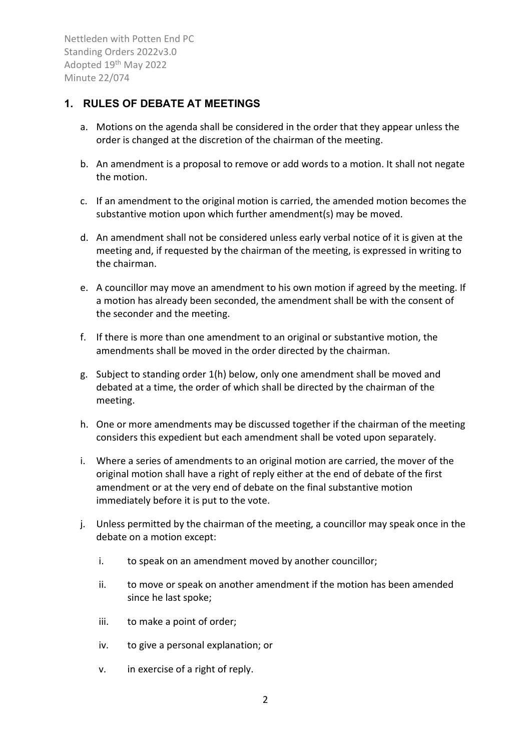## 1. RULES OF DEBATE AT MEETINGS

a. Motions on the agenda shall be considered in the order that they appear unless the order is changed at the discretion of the chairman of the meeting.

b. An amendment is a proposal to remove or add words to a motion. It shall not negate the motion.

c. If an amendment to the original motion is carried, the amended motion becomes the substantive motion upon which further amendment(s) may be moved.

d. An amendment shall not be considered unless early verbal notice of it is given at the meeting and, if requested by the chairman of the meeting, is expressed in writing to the chairman.

e. A councillor may move an amendment to his own motion if agreed by the meeting. If a motion has already been seconded, the amendment shall be with the consent of the seconder and the meeting.

f. If there is more than one amendment to an original or substantive motion, the amendments shall be moved in the order directed by the chairman.

g. Subject to standing order 1(h) below, only one amendment shall be moved and debated at a time, the order of which shall be directed by the chairman of the meeting.

h. One or more amendments may be discussed together if the chairman of the meeting considers this expedient but each amendment shall be voted upon separately.

i. Where a series of amendments to an original motion are carried, the mover of the original motion shall have a right of reply either at the end of debate of the first amendment or at the very end of debate on the final substantive motion immediately before it is put to the vote.

j. Unless permitted by the chairman of the meeting, a councillor may speak once in the debate on a motion except:

   i. to speak on an amendment moved by another councillor;

   ii. to move or speak on another amendment if the motion has been amended since he last spoke;

   iii. to make a point of order;

   iv. to give a personal explanation; or

   v. in exercise of a right of reply.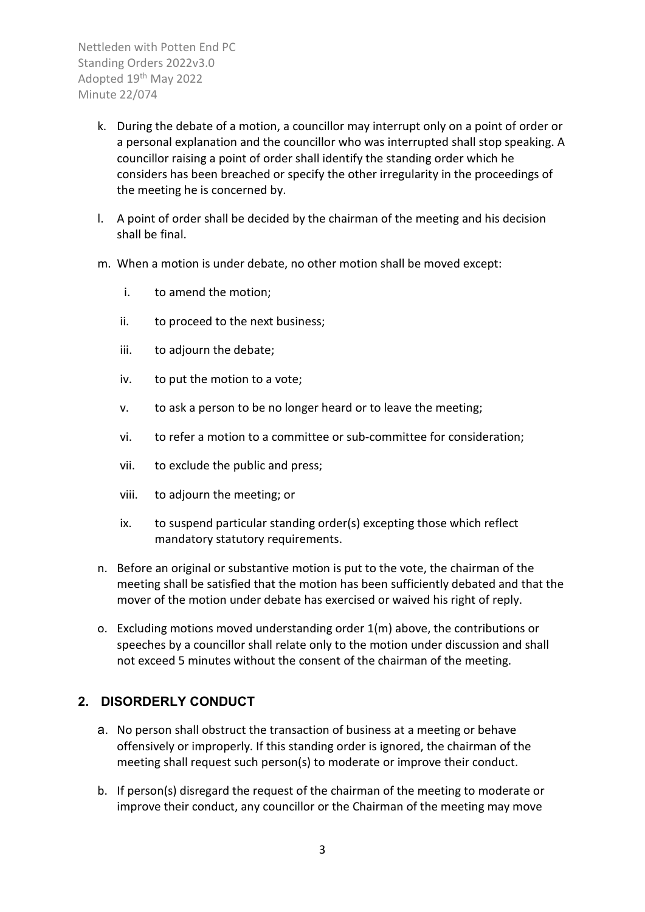k. During the debate of a motion, a councillor may interrupt only on a point of order or a personal explanation and the councillor who was interrupted shall stop speaking. A councillor raising a point of order shall identify the standing order which he considers has been breached or specify the other irregularity in the proceedings of the meeting he is concerned by.

l. A point of order shall be decided by the chairman of the meeting and his decision shall be final.

m. When a motion is under debate, no other motion shall be moved except:

    i. to amend the motion;

    ii. to proceed to the next business;

    iii. to adjourn the debate;

    iv. to put the motion to a vote;

    v. to ask a person to be no longer heard or to leave the meeting;

    vi. to refer a motion to a committee or sub-committee for consideration;

    vii. to exclude the public and press;

    viii. to adjourn the meeting; or

    ix. to suspend particular standing order(s) excepting those which reflect mandatory statutory requirements.

n. Before an original or substantive motion is put to the vote, the chairman of the meeting shall be satisfied that the motion has been sufficiently debated and that the mover of the motion under debate has exercised or waived his right of reply.

o. Excluding motions moved understanding order 1(m) above, the contributions or speeches by a councillor shall relate only to the motion under discussion and shall not exceed 5 minutes without the consent of the chairman of the meeting.

## 2. DISORDERLY CONDUCT

a. No person shall obstruct the transaction of business at a meeting or behave offensively or improperly. If this standing order is ignored, the chairman of the meeting shall request such person(s) to moderate or improve their conduct.

b. If person(s) disregard the request of the chairman of the meeting to moderate or improve their conduct, any councillor or the Chairman of the meeting may move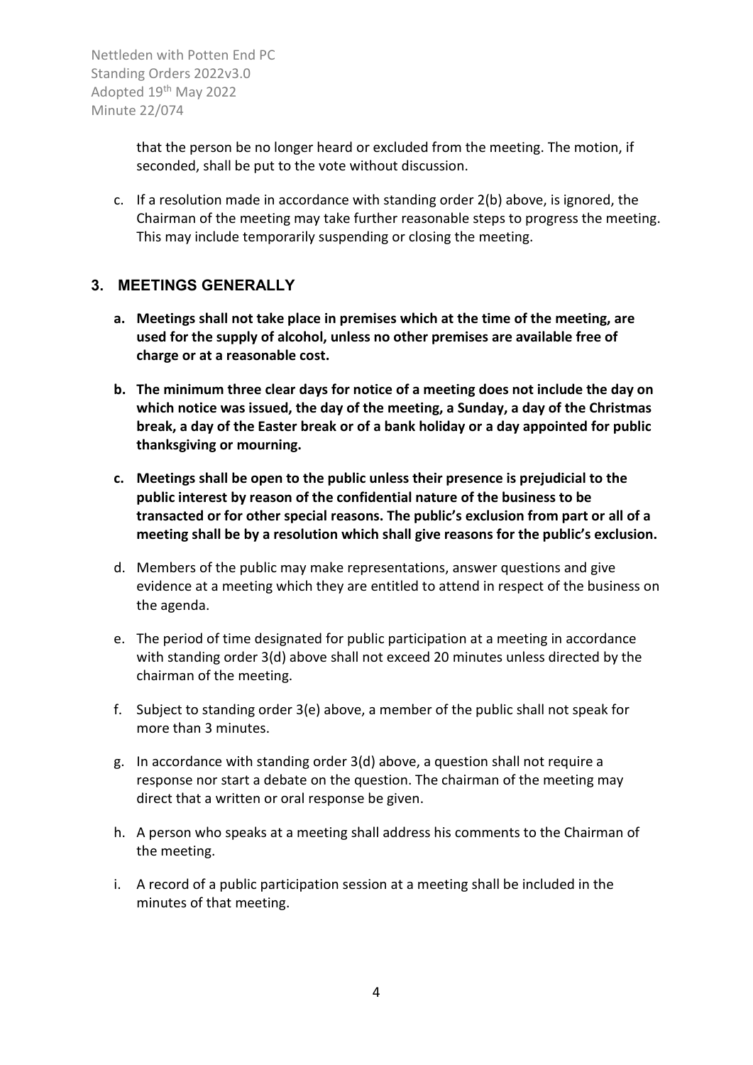that the person be no longer heard or excluded from the meeting. The motion, if seconded, shall be put to the vote without discussion.

c. If a resolution made in accordance with standing order 2(b) above, is ignored, the Chairman of the meeting may take further reasonable steps to progress the meeting. This may include temporarily suspending or closing the meeting.

## 3. MEETINGS GENERALLY

a. **Meetings shall not take place in premises which at the time of the meeting, are used for the supply of alcohol, unless no other premises are available free of charge or at a reasonable cost.**

b. **The minimum three clear days for notice of a meeting does not include the day on which notice was issued, the day of the meeting, a Sunday, a day of the Christmas break, a day of the Easter break or of a bank holiday or a day appointed for public thanksgiving or mourning.**

c. **Meetings shall be open to the public unless their presence is prejudicial to the public interest by reason of the confidential nature of the business to be transacted or for other special reasons. The public's exclusion from part or all of a meeting shall be by a resolution which shall give reasons for the public's exclusion.**

d. Members of the public may make representations, answer questions and give evidence at a meeting which they are entitled to attend in respect of the business on the agenda.

e. The period of time designated for public participation at a meeting in accordance with standing order 3(d) above shall not exceed 20 minutes unless directed by the chairman of the meeting.

f. Subject to standing order 3(e) above, a member of the public shall not speak for more than 3 minutes.

g. In accordance with standing order 3(d) above, a question shall not require a response nor start a debate on the question. The chairman of the meeting may direct that a written or oral response be given.

h. A person who speaks at a meeting shall address his comments to the Chairman of the meeting.

i. A record of a public participation session at a meeting shall be included in the minutes of that meeting.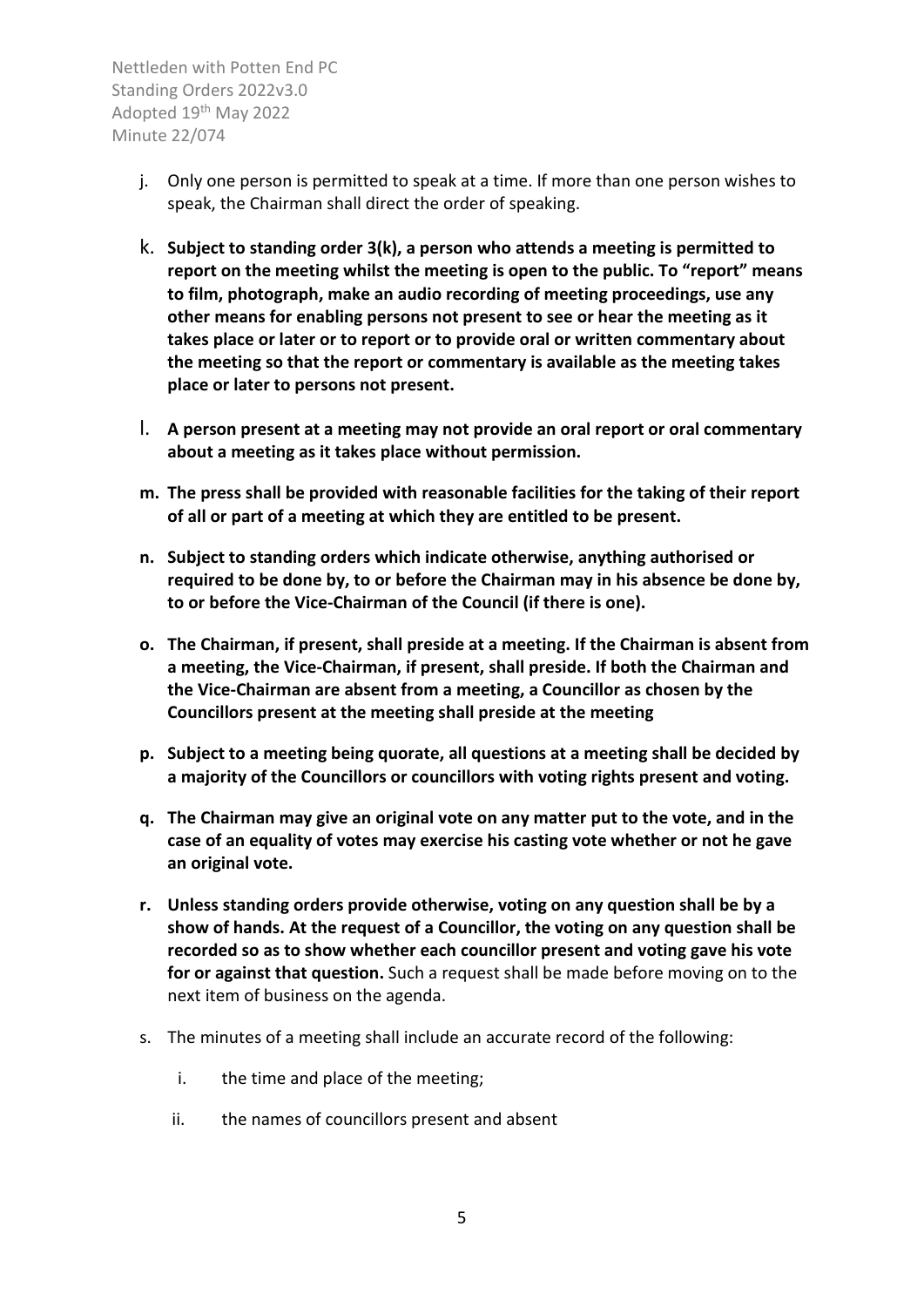j. Only one person is permitted to speak at a time. If more than one person wishes to speak, the Chairman shall direct the order of speaking.

k. **Subject to standing order 3(k), a person who attends a meeting is permitted to report on the meeting whilst the meeting is open to the public. To "report" means to film, photograph, make an audio recording of meeting proceedings, use any other means for enabling persons not present to see or hear the meeting as it takes place or later or to report or to provide oral or written commentary about the meeting so that the report or commentary is available as the meeting takes place or later to persons not present.**

l. **A person present at a meeting may not provide an oral report or oral commentary about a meeting as it takes place without permission.**

m. **The press shall be provided with reasonable facilities for the taking of their report of all or part of a meeting at which they are entitled to be present.**

n. **Subject to standing orders which indicate otherwise, anything authorised or required to be done by, to or before the Chairman may in his absence be done by, to or before the Vice-Chairman of the Council (if there is one).**

o. **The Chairman, if present, shall preside at a meeting. If the Chairman is absent from a meeting, the Vice-Chairman, if present, shall preside. If both the Chairman and the Vice-Chairman are absent from a meeting, a Councillor as chosen by the Councillors present at the meeting shall preside at the meeting**

p. **Subject to a meeting being quorate, all questions at a meeting shall be decided by a majority of the Councillors or councillors with voting rights present and voting.**

q. **The Chairman may give an original vote on any matter put to the vote, and in the case of an equality of votes may exercise his casting vote whether or not he gave an original vote.**

r. **Unless standing orders provide otherwise, voting on any question shall be by a show of hands. At the request of a Councillor, the voting on any question shall be recorded so as to show whether each councillor present and voting gave his vote for or against that question.** Such a request shall be made before moving on to the next item of business on the agenda.

s. The minutes of a meeting shall include an accurate record of the following:

   i. the time and place of the meeting;

   ii. the names of councillors present and absent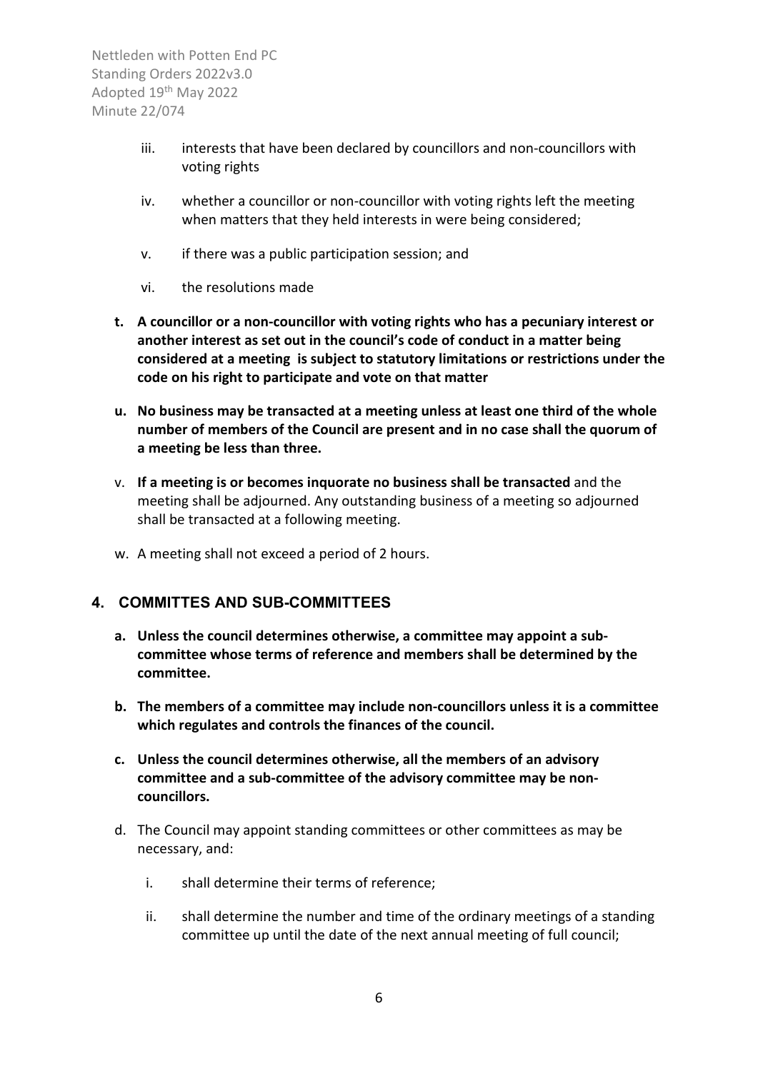iii. interests that have been declared by councillors and non-councillors with voting rights

iv. whether a councillor or non-councillor with voting rights left the meeting when matters that they held interests in were being considered;

v. if there was a public participation session; and

vi. the resolutions made

t. **A councillor or a non-councillor with voting rights who has a pecuniary interest or another interest as set out in the council's code of conduct in a matter being considered at a meeting is subject to statutory limitations or restrictions under the code on his right to participate and vote on that matter**

u. **No business may be transacted at a meeting unless at least one third of the whole number of members of the Council are present and in no case shall the quorum of a meeting be less than three.**

v. **If a meeting is or becomes inquorate no business shall be transacted** and the meeting shall be adjourned. Any outstanding business of a meeting so adjourned shall be transacted at a following meeting.

w. A meeting shall not exceed a period of 2 hours.

## 4. COMMITTES AND SUB-COMMITTEES

a. **Unless the council determines otherwise, a committee may appoint a sub-committee whose terms of reference and members shall be determined by the committee.**

b. **The members of a committee may include non-councillors unless it is a committee which regulates and controls the finances of the council.**

c. **Unless the council determines otherwise, all the members of an advisory committee and a sub-committee of the advisory committee may be non-councillors.**

d. The Council may appoint standing committees or other committees as may be necessary, and:

i. shall determine their terms of reference;

ii. shall determine the number and time of the ordinary meetings of a standing committee up until the date of the next annual meeting of full council;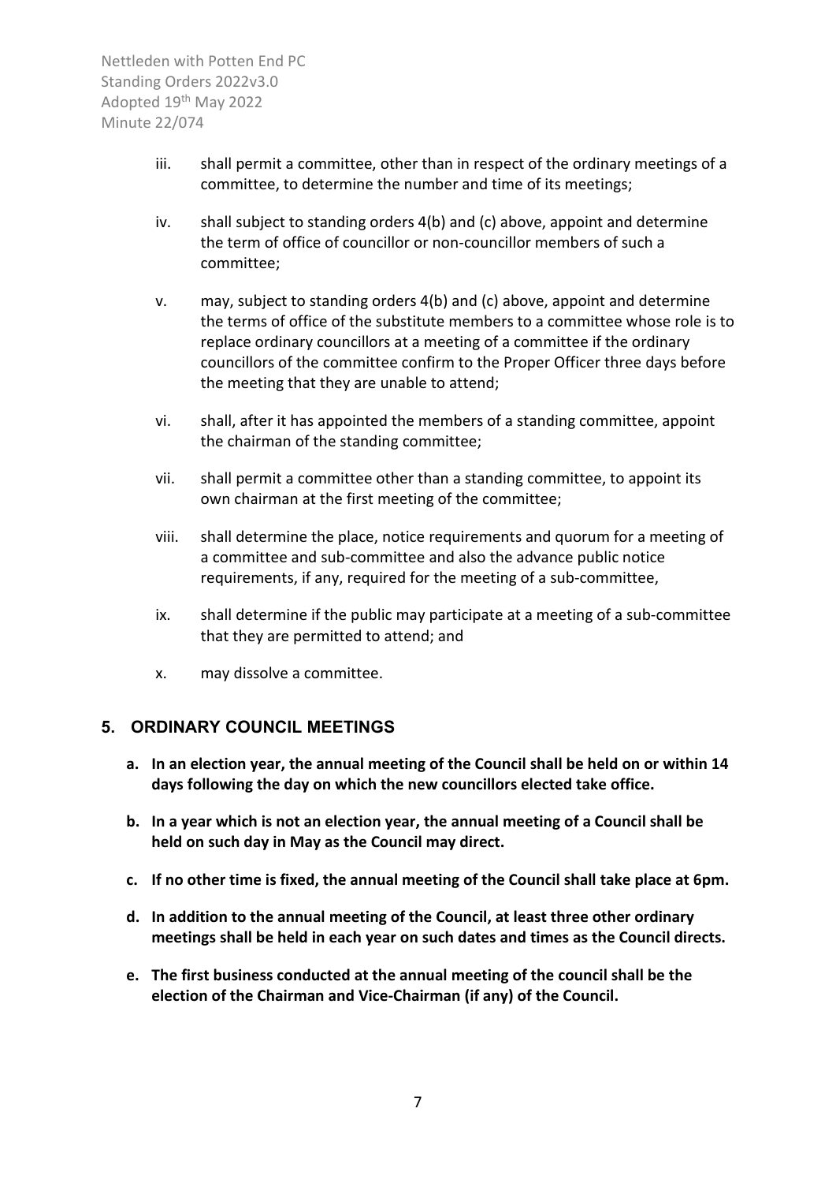iii. shall permit a committee, other than in respect of the ordinary meetings of a committee, to determine the number and time of its meetings;

iv. shall subject to standing orders 4(b) and (c) above, appoint and determine the term of office of councillor or non-councillor members of such a committee;

v. may, subject to standing orders 4(b) and (c) above, appoint and determine the terms of office of the substitute members to a committee whose role is to replace ordinary councillors at a meeting of a committee if the ordinary councillors of the committee confirm to the Proper Officer three days before the meeting that they are unable to attend;

vi. shall, after it has appointed the members of a standing committee, appoint the chairman of the standing committee;

vii. shall permit a committee other than a standing committee, to appoint its own chairman at the first meeting of the committee;

viii. shall determine the place, notice requirements and quorum for a meeting of a committee and sub-committee and also the advance public notice requirements, if any, required for the meeting of a sub-committee,

ix. shall determine if the public may participate at a meeting of a sub-committee that they are permitted to attend; and

x. may dissolve a committee.

## 5. ORDINARY COUNCIL MEETINGS

**a. In an election year, the annual meeting of the Council shall be held on or within 14 days following the day on which the new councillors elected take office.**

**b. In a year which is not an election year, the annual meeting of a Council shall be held on such day in May as the Council may direct.**

**c. If no other time is fixed, the annual meeting of the Council shall take place at 6pm.**

**d. In addition to the annual meeting of the Council, at least three other ordinary meetings shall be held in each year on such dates and times as the Council directs.**

**e. The first business conducted at the annual meeting of the council shall be the election of the Chairman and Vice-Chairman (if any) of the Council.**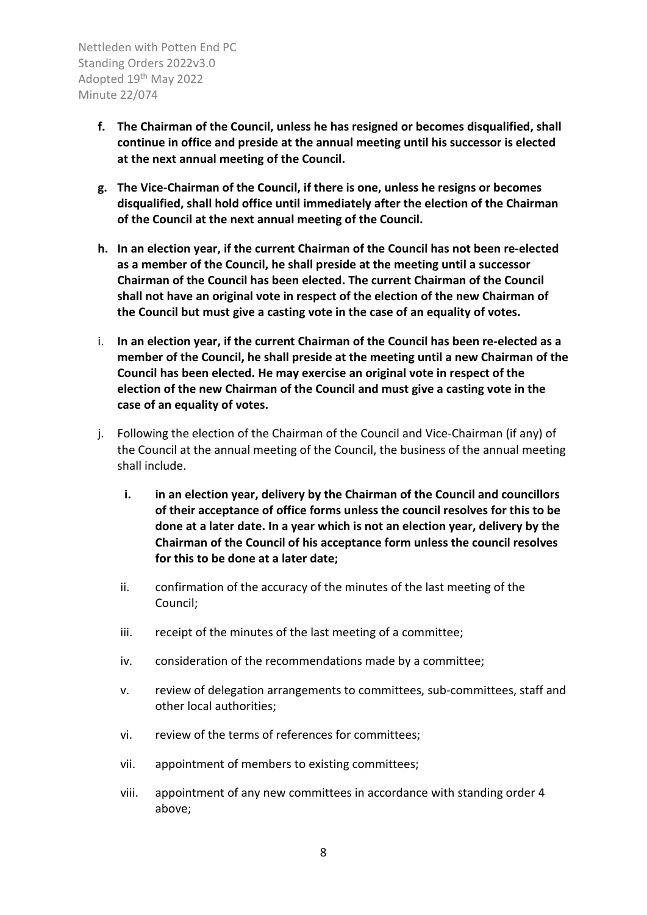- **f. The Chairman of the Council, unless he has resigned or becomes disqualified, shall continue in office and preside at the annual meeting until his successor is elected at the next annual meeting of the Council.**

- **g. The Vice-Chairman of the Council, if there is one, unless he resigns or becomes disqualified, shall hold office until immediately after the election of the Chairman of the Council at the next annual meeting of the Council.**

- **h. In an election year, if the current Chairman of the Council has not been re-elected as a member of the Council, he shall preside at the meeting until a successor Chairman of the Council has been elected. The current Chairman of the Council shall not have an original vote in respect of the election of the new Chairman of the Council but must give a casting vote in the case of an equality of votes.**

- i. **In an election year, if the current Chairman of the Council has been re-elected as a member of the Council, he shall preside at the meeting until a new Chairman of the Council has been elected. He may exercise an original vote in respect of the election of the new Chairman of the Council and must give a casting vote in the case of an equality of votes.**

- j. Following the election of the Chairman of the Council and Vice-Chairman (if any) of the Council at the annual meeting of the Council, the business of the annual meeting shall include.

  - **i. in an election year, delivery by the Chairman of the Council and councillors of their acceptance of office forms unless the council resolves for this to be done at a later date. In a year which is not an election year, delivery by the Chairman of the Council of his acceptance form unless the council resolves for this to be done at a later date;**
  - ii. confirmation of the accuracy of the minutes of the last meeting of the Council;
  - iii. receipt of the minutes of the last meeting of a committee;
  - iv. consideration of the recommendations made by a committee;
  - v. review of delegation arrangements to committees, sub-committees, staff and other local authorities;
  - vi. review of the terms of references for committees;
  - vii. appointment of members to existing committees;
  - viii. appointment of any new committees in accordance with standing order 4 above;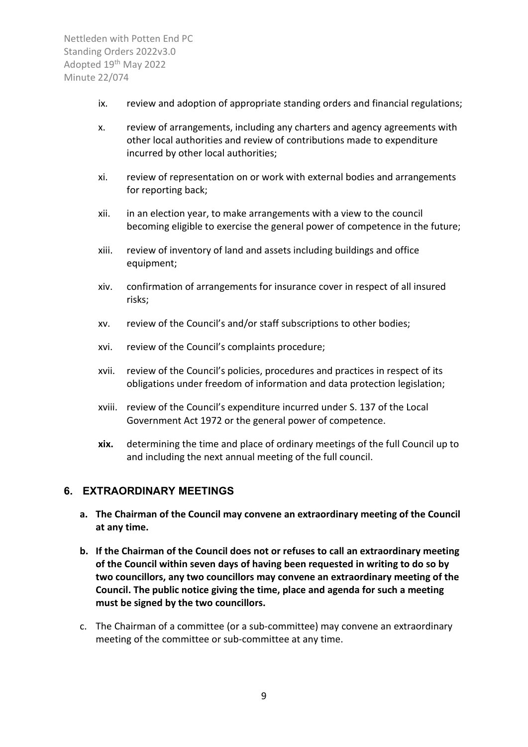ix. review and adoption of appropriate standing orders and financial regulations;

x. review of arrangements, including any charters and agency agreements with other local authorities and review of contributions made to expenditure incurred by other local authorities;

xi. review of representation on or work with external bodies and arrangements for reporting back;

xii. in an election year, to make arrangements with a view to the council becoming eligible to exercise the general power of competence in the future;

xiii. review of inventory of land and assets including buildings and office equipment;

xiv. confirmation of arrangements for insurance cover in respect of all insured risks;

xv. review of the Council's and/or staff subscriptions to other bodies;

xvi. review of the Council's complaints procedure;

xvii. review of the Council's policies, procedures and practices in respect of its obligations under freedom of information and data protection legislation;

xviii. review of the Council's expenditure incurred under S. 137 of the Local Government Act 1972 or the general power of competence.

**xix.** determining the time and place of ordinary meetings of the full Council up to and including the next annual meeting of the full council.

## 6. EXTRAORDINARY MEETINGS

**a. The Chairman of the Council may convene an extraordinary meeting of the Council at any time.**

**b. If the Chairman of the Council does not or refuses to call an extraordinary meeting of the Council within seven days of having been requested in writing to do so by two councillors, any two councillors may convene an extraordinary meeting of the Council. The public notice giving the time, place and agenda for such a meeting must be signed by the two councillors.**

c. The Chairman of a committee (or a sub-committee) may convene an extraordinary meeting of the committee or sub-committee at any time.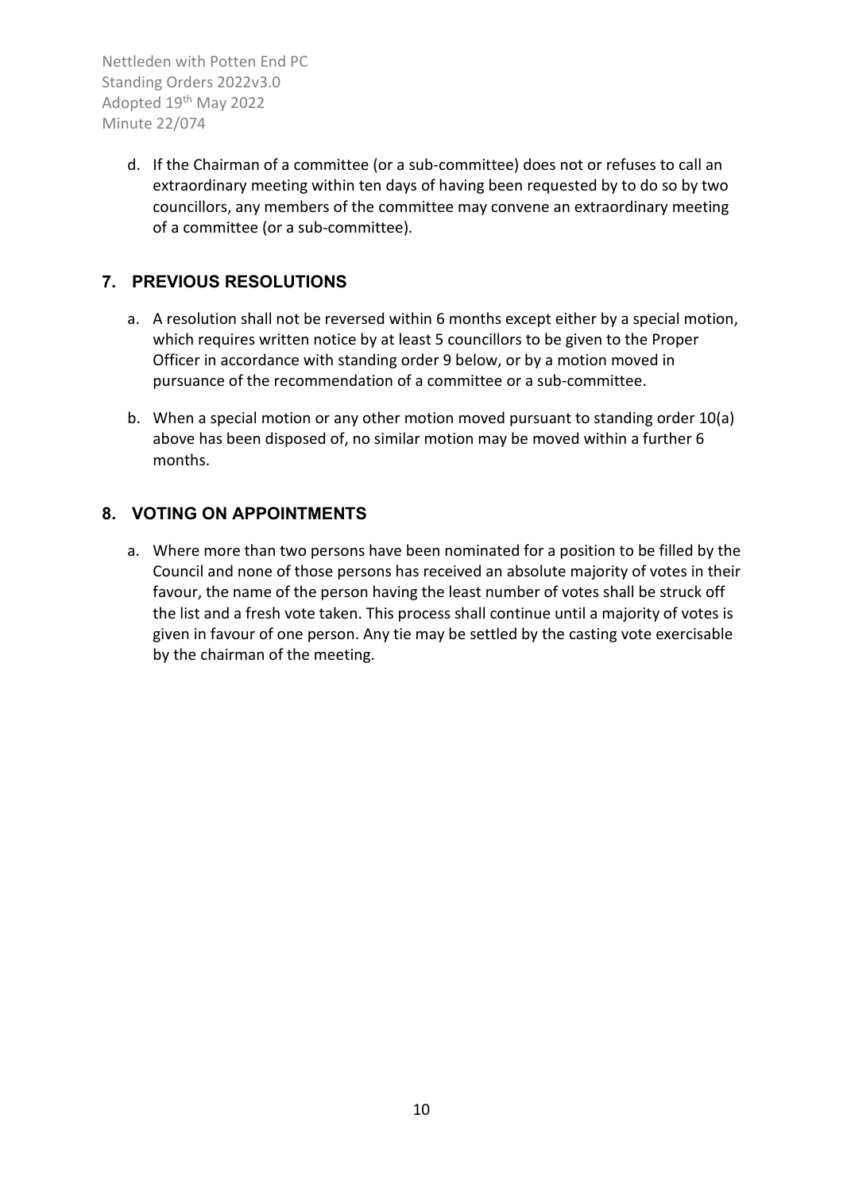d. If the Chairman of a committee (or a sub-committee) does not or refuses to call an extraordinary meeting within ten days of having been requested by to do so by two councillors, any members of the committee may convene an extraordinary meeting of a committee (or a sub-committee).

## 7. PREVIOUS RESOLUTIONS

a. A resolution shall not be reversed within 6 months except either by a special motion, which requires written notice by at least 5 councillors to be given to the Proper Officer in accordance with standing order 9 below, or by a motion moved in pursuance of the recommendation of a committee or a sub-committee.

b. When a special motion or any other motion moved pursuant to standing order 10(a) above has been disposed of, no similar motion may be moved within a further 6 months.

## 8. VOTING ON APPOINTMENTS

a. Where more than two persons have been nominated for a position to be filled by the Council and none of those persons has received an absolute majority of votes in their favour, the name of the person having the least number of votes shall be struck off the list and a fresh vote taken. This process shall continue until a majority of votes is given in favour of one person. Any tie may be settled by the casting vote exercisable by the chairman of the meeting.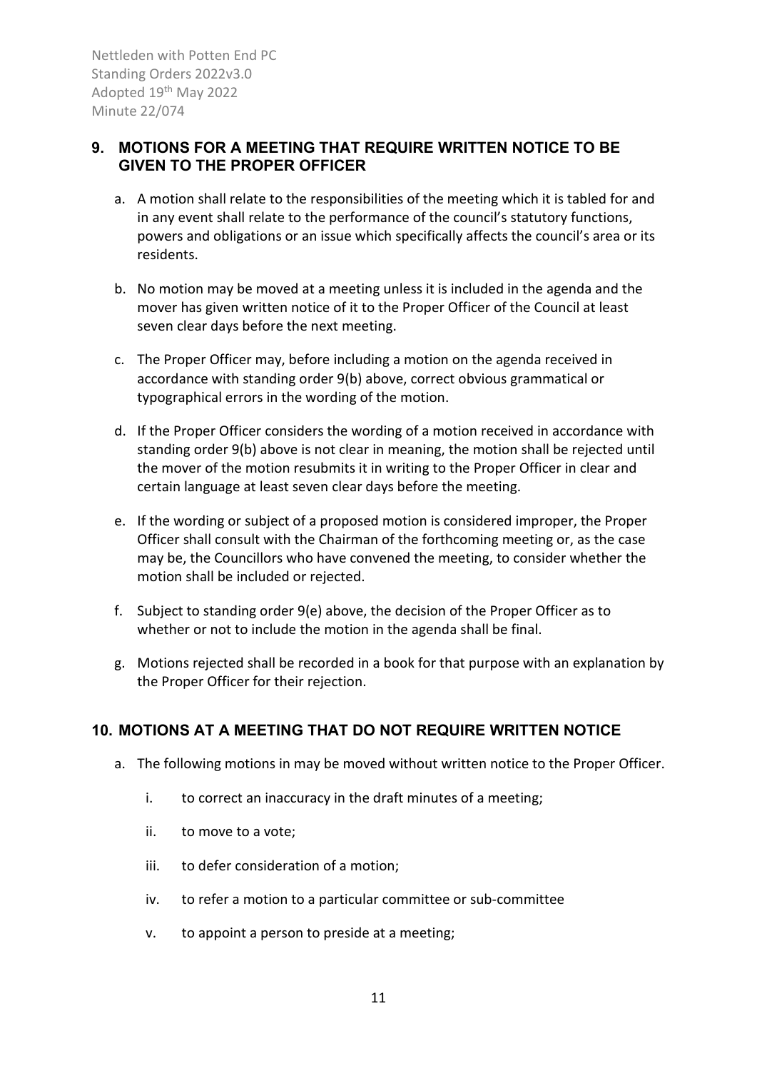## 9. MOTIONS FOR A MEETING THAT REQUIRE WRITTEN NOTICE TO BE GIVEN TO THE PROPER OFFICER

a. A motion shall relate to the responsibilities of the meeting which it is tabled for and in any event shall relate to the performance of the council's statutory functions, powers and obligations or an issue which specifically affects the council's area or its residents.

b. No motion may be moved at a meeting unless it is included in the agenda and the mover has given written notice of it to the Proper Officer of the Council at least seven clear days before the next meeting.

c. The Proper Officer may, before including a motion on the agenda received in accordance with standing order 9(b) above, correct obvious grammatical or typographical errors in the wording of the motion.

d. If the Proper Officer considers the wording of a motion received in accordance with standing order 9(b) above is not clear in meaning, the motion shall be rejected until the mover of the motion resubmits it in writing to the Proper Officer in clear and certain language at least seven clear days before the meeting.

e. If the wording or subject of a proposed motion is considered improper, the Proper Officer shall consult with the Chairman of the forthcoming meeting or, as the case may be, the Councillors who have convened the meeting, to consider whether the motion shall be included or rejected.

f. Subject to standing order 9(e) above, the decision of the Proper Officer as to whether or not to include the motion in the agenda shall be final.

g. Motions rejected shall be recorded in a book for that purpose with an explanation by the Proper Officer for their rejection.

## 10. MOTIONS AT A MEETING THAT DO NOT REQUIRE WRITTEN NOTICE

a. The following motions in may be moved without written notice to the Proper Officer.

   i. to correct an inaccuracy in the draft minutes of a meeting;

   ii. to move to a vote;

   iii. to defer consideration of a motion;

   iv. to refer a motion to a particular committee or sub-committee

   v. to appoint a person to preside at a meeting;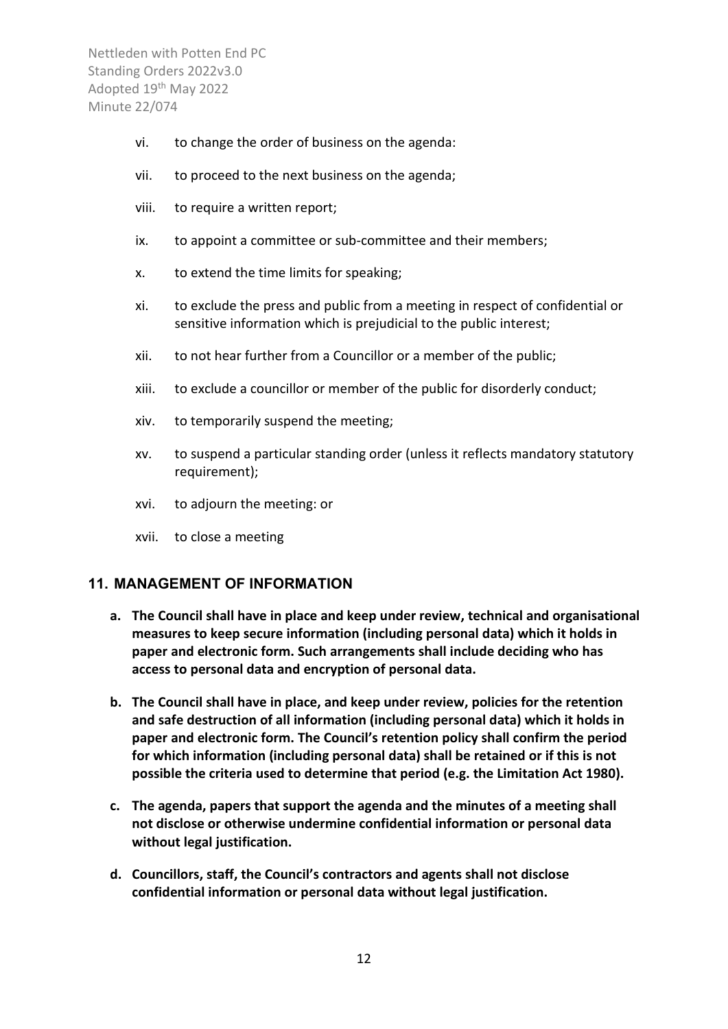vi. to change the order of business on the agenda:

vii. to proceed to the next business on the agenda;

viii. to require a written report;

ix. to appoint a committee or sub-committee and their members;

x. to extend the time limits for speaking;

xi. to exclude the press and public from a meeting in respect of confidential or sensitive information which is prejudicial to the public interest;

xii. to not hear further from a Councillor or a member of the public;

xiii. to exclude a councillor or member of the public for disorderly conduct;

xiv. to temporarily suspend the meeting;

xv. to suspend a particular standing order (unless it reflects mandatory statutory requirement);

xvi. to adjourn the meeting: or

xvii. to close a meeting

## 11. MANAGEMENT OF INFORMATION

**a. The Council shall have in place and keep under review, technical and organisational measures to keep secure information (including personal data) which it holds in paper and electronic form. Such arrangements shall include deciding who has access to personal data and encryption of personal data.**

**b. The Council shall have in place, and keep under review, policies for the retention and safe destruction of all information (including personal data) which it holds in paper and electronic form. The Council's retention policy shall confirm the period for which information (including personal data) shall be retained or if this is not possible the criteria used to determine that period (e.g. the Limitation Act 1980).**

**c. The agenda, papers that support the agenda and the minutes of a meeting shall not disclose or otherwise undermine confidential information or personal data without legal justification.**

**d. Councillors, staff, the Council's contractors and agents shall not disclose confidential information or personal data without legal justification.**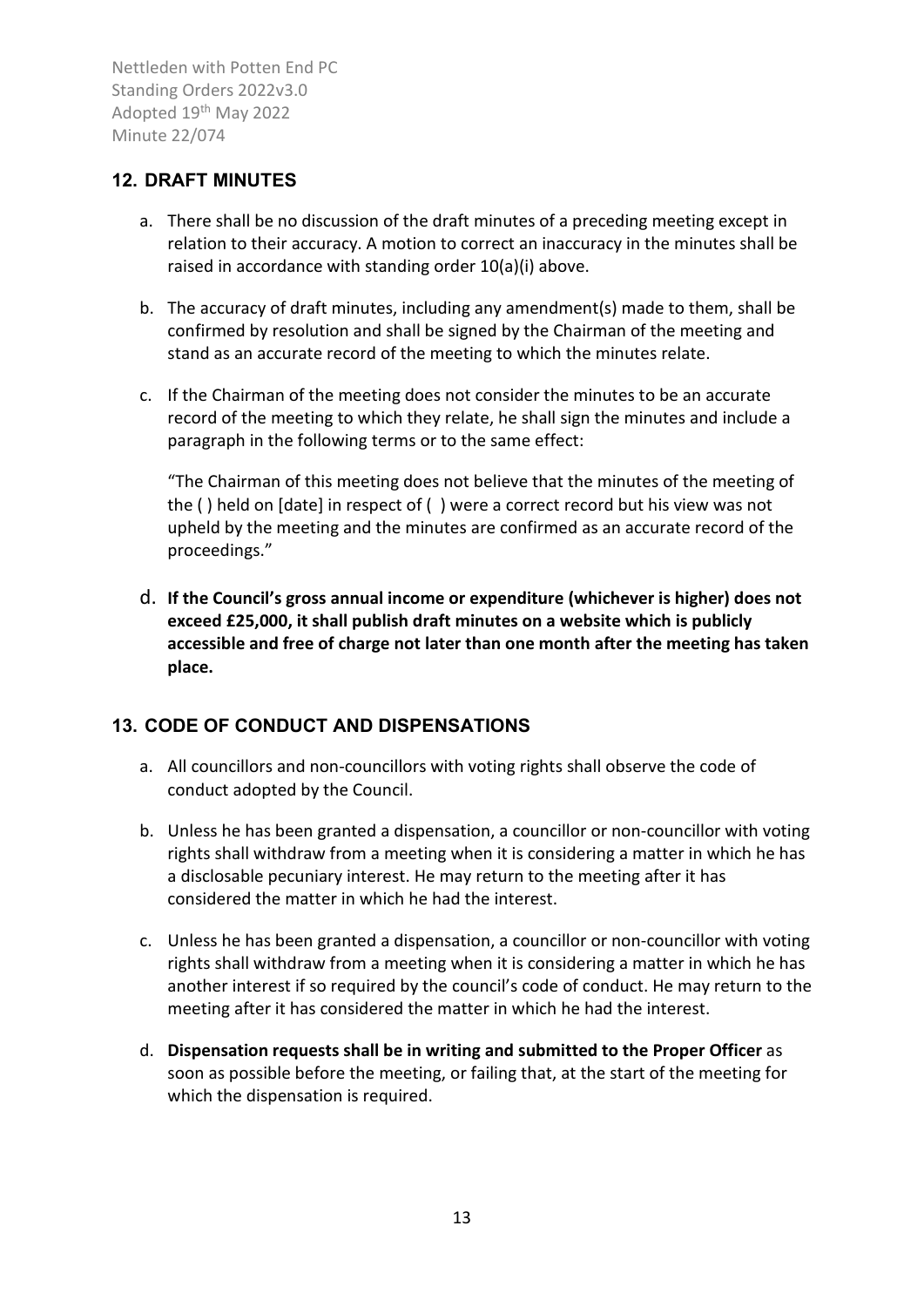## 12. DRAFT MINUTES

a. There shall be no discussion of the draft minutes of a preceding meeting except in relation to their accuracy. A motion to correct an inaccuracy in the minutes shall be raised in accordance with standing order 10(a)(i) above.

b. The accuracy of draft minutes, including any amendment(s) made to them, shall be confirmed by resolution and shall be signed by the Chairman of the meeting and stand as an accurate record of the meeting to which the minutes relate.

c. If the Chairman of the meeting does not consider the minutes to be an accurate record of the meeting to which they relate, he shall sign the minutes and include a paragraph in the following terms or to the same effect:

   "The Chairman of this meeting does not believe that the minutes of the meeting of the ( ) held on [date] in respect of ( ) were a correct record but his view was not upheld by the meeting and the minutes are confirmed as an accurate record of the proceedings."

d. **If the Council's gross annual income or expenditure (whichever is higher) does not exceed £25,000, it shall publish draft minutes on a website which is publicly accessible and free of charge not later than one month after the meeting has taken place.**

## 13. CODE OF CONDUCT AND DISPENSATIONS

a. All councillors and non-councillors with voting rights shall observe the code of conduct adopted by the Council.

b. Unless he has been granted a dispensation, a councillor or non-councillor with voting rights shall withdraw from a meeting when it is considering a matter in which he has a disclosable pecuniary interest. He may return to the meeting after it has considered the matter in which he had the interest.

c. Unless he has been granted a dispensation, a councillor or non-councillor with voting rights shall withdraw from a meeting when it is considering a matter in which he has another interest if so required by the council's code of conduct. He may return to the meeting after it has considered the matter in which he had the interest.

d. **Dispensation requests shall be in writing and submitted to the Proper Officer** as soon as possible before the meeting, or failing that, at the start of the meeting for which the dispensation is required.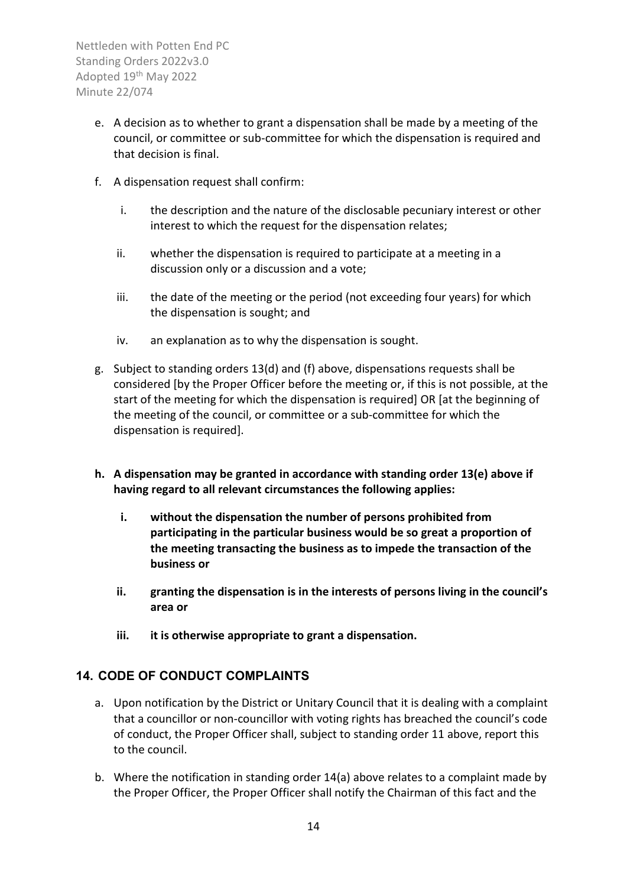e. A decision as to whether to grant a dispensation shall be made by a meeting of the council, or committee or sub-committee for which the dispensation is required and that decision is final.

f. A dispensation request shall confirm:

    i. the description and the nature of the disclosable pecuniary interest or other interest to which the request for the dispensation relates;

    ii. whether the dispensation is required to participate at a meeting in a discussion only or a discussion and a vote;

    iii. the date of the meeting or the period (not exceeding four years) for which the dispensation is sought; and

    iv. an explanation as to why the dispensation is sought.

g. Subject to standing orders 13(d) and (f) above, dispensations requests shall be considered [by the Proper Officer before the meeting or, if this is not possible, at the start of the meeting for which the dispensation is required] OR [at the beginning of the meeting of the council, or committee or a sub-committee for which the dispensation is required].

**h. A dispensation may be granted in accordance with standing order 13(e) above if having regard to all relevant circumstances the following applies:**

   **i. without the dispensation the number of persons prohibited from participating in the particular business would be so great a proportion of the meeting transacting the business as to impede the transaction of the business or**

   **ii. granting the dispensation is in the interests of persons living in the council's area or**

   **iii. it is otherwise appropriate to grant a dispensation.**

## 14. CODE OF CONDUCT COMPLAINTS

a. Upon notification by the District or Unitary Council that it is dealing with a complaint that a councillor or non-councillor with voting rights has breached the council's code of conduct, the Proper Officer shall, subject to standing order 11 above, report this to the council.

b. Where the notification in standing order 14(a) above relates to a complaint made by the Proper Officer, the Proper Officer shall notify the Chairman of this fact and the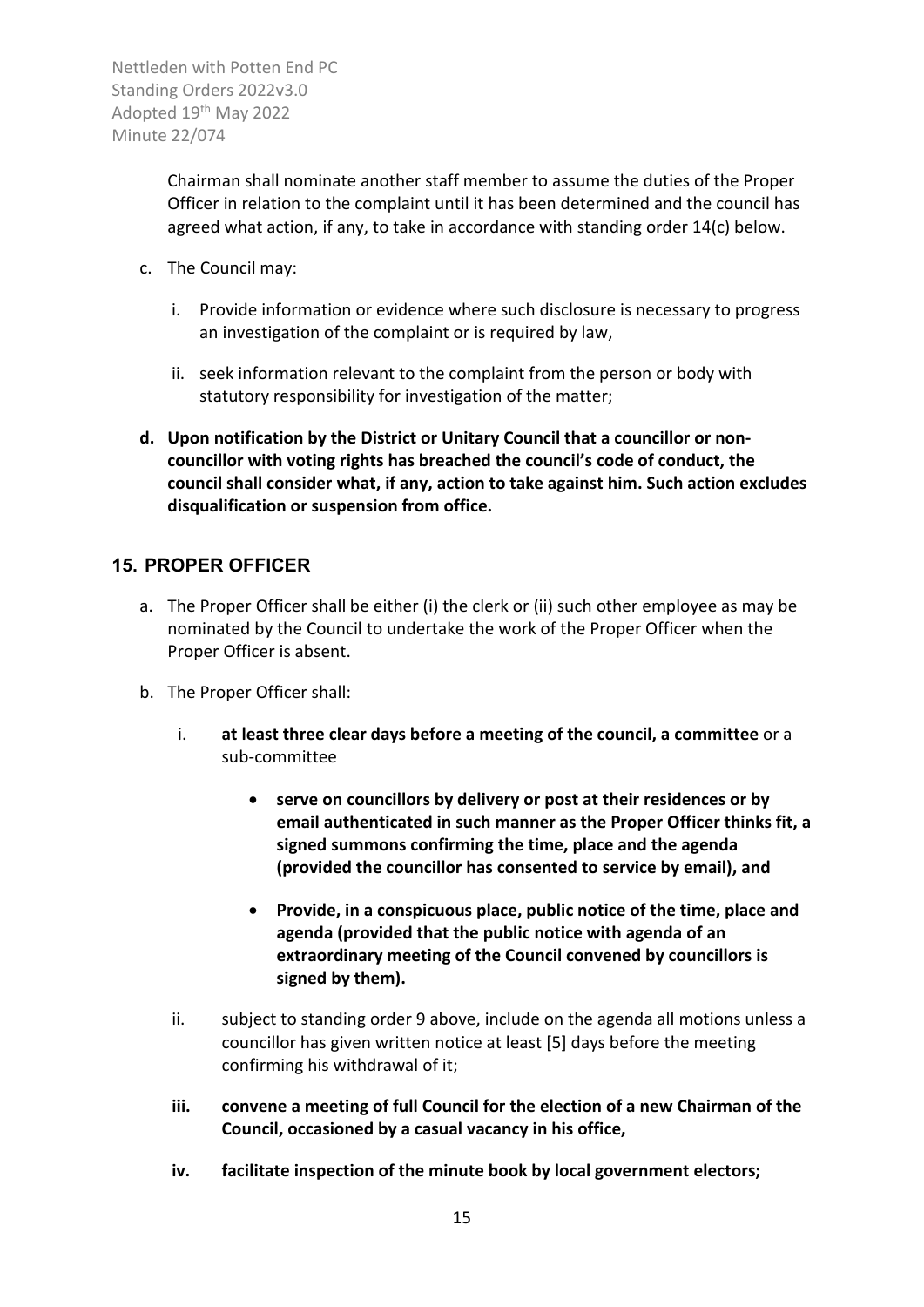Chairman shall nominate another staff member to assume the duties of the Proper Officer in relation to the complaint until it has been determined and the council has agreed what action, if any, to take in accordance with standing order 14(c) below.

c. The Council may:

   i. Provide information or evidence where such disclosure is necessary to progress an investigation of the complaint or is required by law,

   ii. seek information relevant to the complaint from the person or body with statutory responsibility for investigation of the matter;

**d. Upon notification by the District or Unitary Council that a councillor or non-councillor with voting rights has breached the council's code of conduct, the council shall consider what, if any, action to take against him. Such action excludes disqualification or suspension from office.**

## 15. PROPER OFFICER

a. The Proper Officer shall be either (i) the clerk or (ii) such other employee as may be nominated by the Council to undertake the work of the Proper Officer when the Proper Officer is absent.

b. The Proper Officer shall:

   i. **at least three clear days before a meeting of the council, a committee** or a sub-committee

      - **serve on councillors by delivery or post at their residences or by email authenticated in such manner as the Proper Officer thinks fit, a signed summons confirming the time, place and the agenda (provided the councillor has consented to service by email), and**

      - **Provide, in a conspicuous place, public notice of the time, place and agenda (provided that the public notice with agenda of an extraordinary meeting of the Council convened by councillors is signed by them).**

   ii. subject to standing order 9 above, include on the agenda all motions unless a councillor has given written notice at least [5] days before the meeting confirming his withdrawal of it;

   **iii. convene a meeting of full Council for the election of a new Chairman of the Council, occasioned by a casual vacancy in his office,**

   **iv. facilitate inspection of the minute book by local government electors;**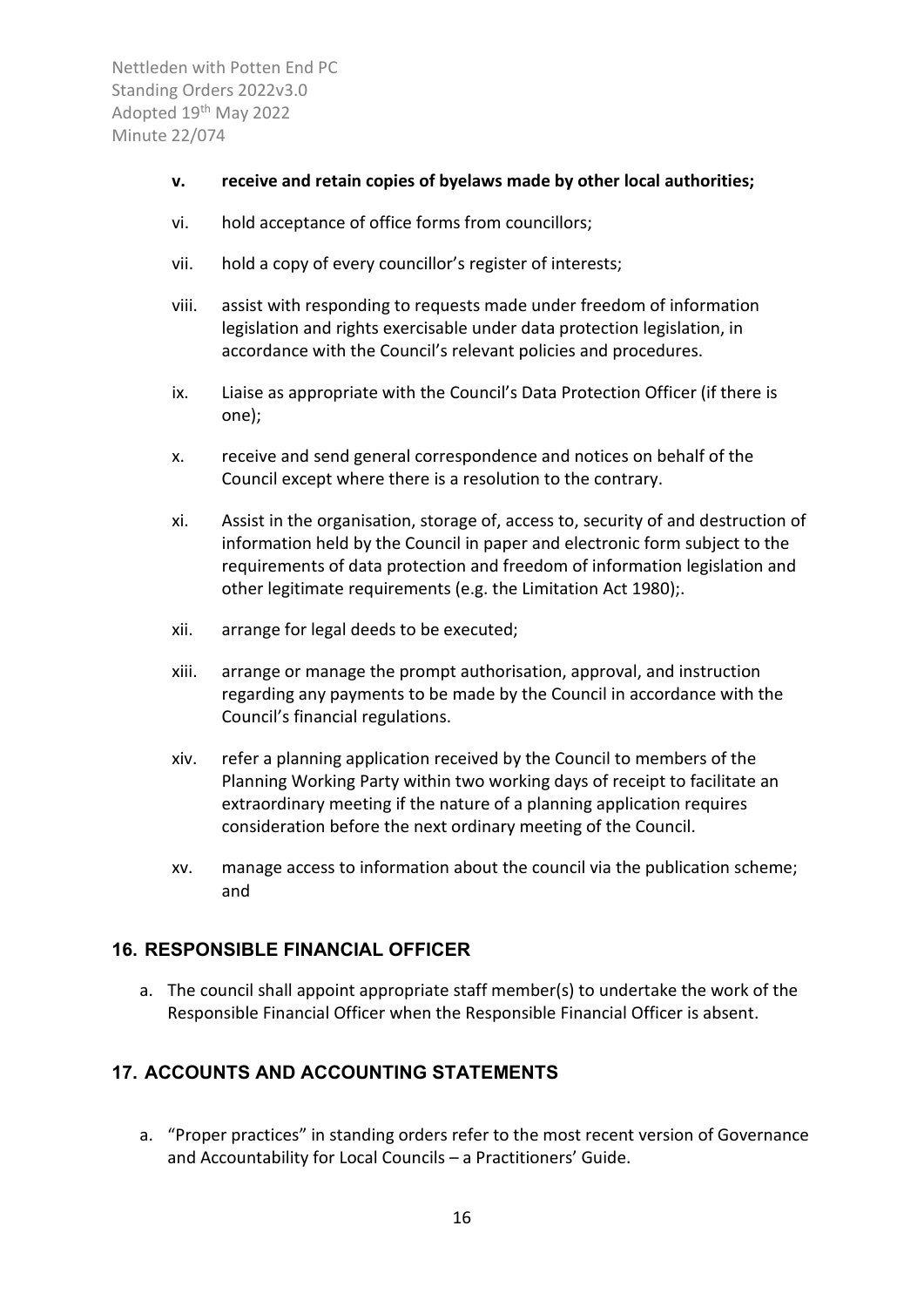**v. receive and retain copies of byelaws made by other local authorities;**

vi. hold acceptance of office forms from councillors;

vii. hold a copy of every councillor's register of interests;

viii. assist with responding to requests made under freedom of information legislation and rights exercisable under data protection legislation, in accordance with the Council's relevant policies and procedures.

ix. Liaise as appropriate with the Council's Data Protection Officer (if there is one);

x. receive and send general correspondence and notices on behalf of the Council except where there is a resolution to the contrary.

xi. Assist in the organisation, storage of, access to, security of and destruction of information held by the Council in paper and electronic form subject to the requirements of data protection and freedom of information legislation and other legitimate requirements (e.g. the Limitation Act 1980);.

xii. arrange for legal deeds to be executed;

xiii. arrange or manage the prompt authorisation, approval, and instruction regarding any payments to be made by the Council in accordance with the Council's financial regulations.

xiv. refer a planning application received by the Council to members of the Planning Working Party within two working days of receipt to facilitate an extraordinary meeting if the nature of a planning application requires consideration before the next ordinary meeting of the Council.

xv. manage access to information about the council via the publication scheme; and

## 16. RESPONSIBLE FINANCIAL OFFICER

a. The council shall appoint appropriate staff member(s) to undertake the work of the Responsible Financial Officer when the Responsible Financial Officer is absent.

## 17. ACCOUNTS AND ACCOUNTING STATEMENTS

a. "Proper practices" in standing orders refer to the most recent version of Governance and Accountability for Local Councils – a Practitioners' Guide.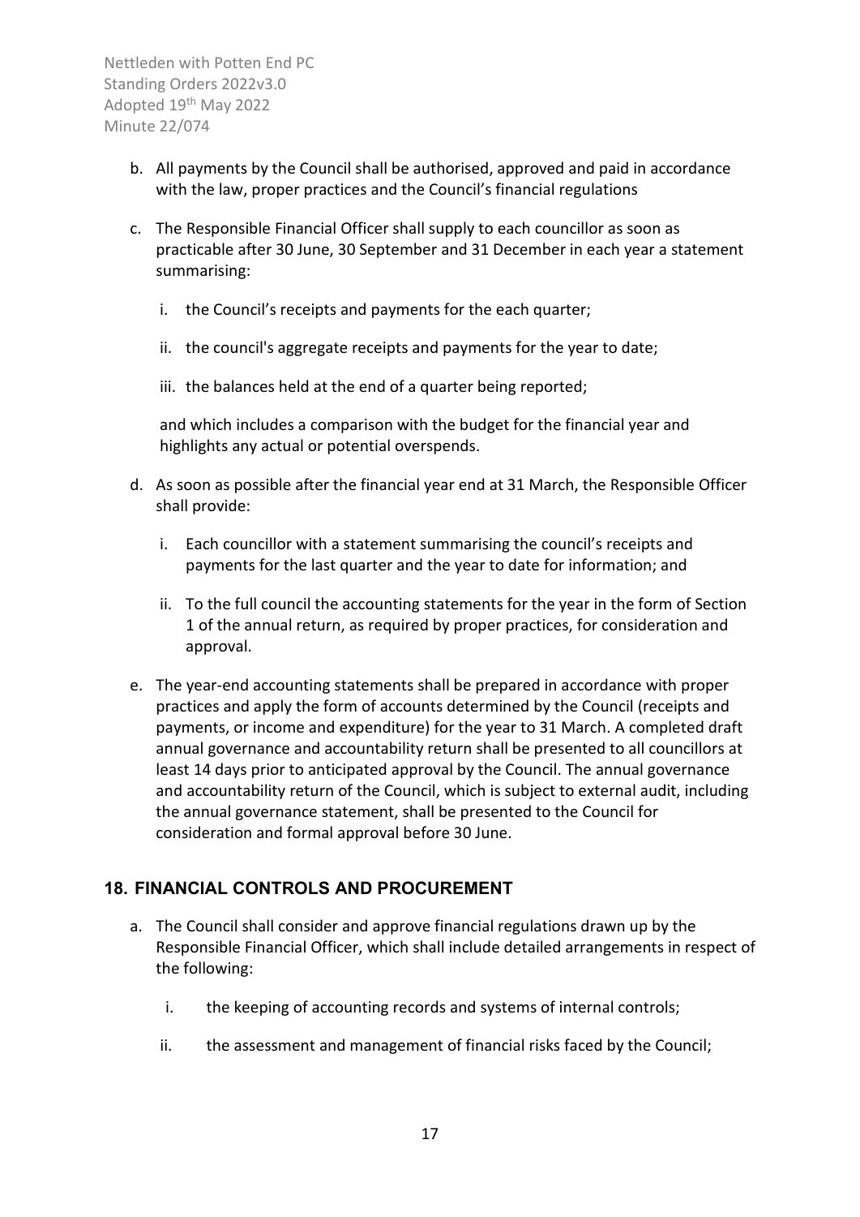b. All payments by the Council shall be authorised, approved and paid in accordance with the law, proper practices and the Council's financial regulations

c. The Responsible Financial Officer shall supply to each councillor as soon as practicable after 30 June, 30 September and 31 December in each year a statement summarising:

   i. the Council's receipts and payments for the each quarter;

   ii. the council's aggregate receipts and payments for the year to date;

   iii. the balances held at the end of a quarter being reported;

   and which includes a comparison with the budget for the financial year and highlights any actual or potential overspends.

d. As soon as possible after the financial year end at 31 March, the Responsible Officer shall provide:

   i. Each councillor with a statement summarising the council's receipts and payments for the last quarter and the year to date for information; and

   ii. To the full council the accounting statements for the year in the form of Section 1 of the annual return, as required by proper practices, for consideration and approval.

e. The year-end accounting statements shall be prepared in accordance with proper practices and apply the form of accounts determined by the Council (receipts and payments, or income and expenditure) for the year to 31 March. A completed draft annual governance and accountability return shall be presented to all councillors at least 14 days prior to anticipated approval by the Council. The annual governance and accountability return of the Council, which is subject to external audit, including the annual governance statement, shall be presented to the Council for consideration and formal approval before 30 June.

## 18. FINANCIAL CONTROLS AND PROCUREMENT

a. The Council shall consider and approve financial regulations drawn up by the Responsible Financial Officer, which shall include detailed arrangements in respect of the following:

   i. the keeping of accounting records and systems of internal controls;

   ii. the assessment and management of financial risks faced by the Council;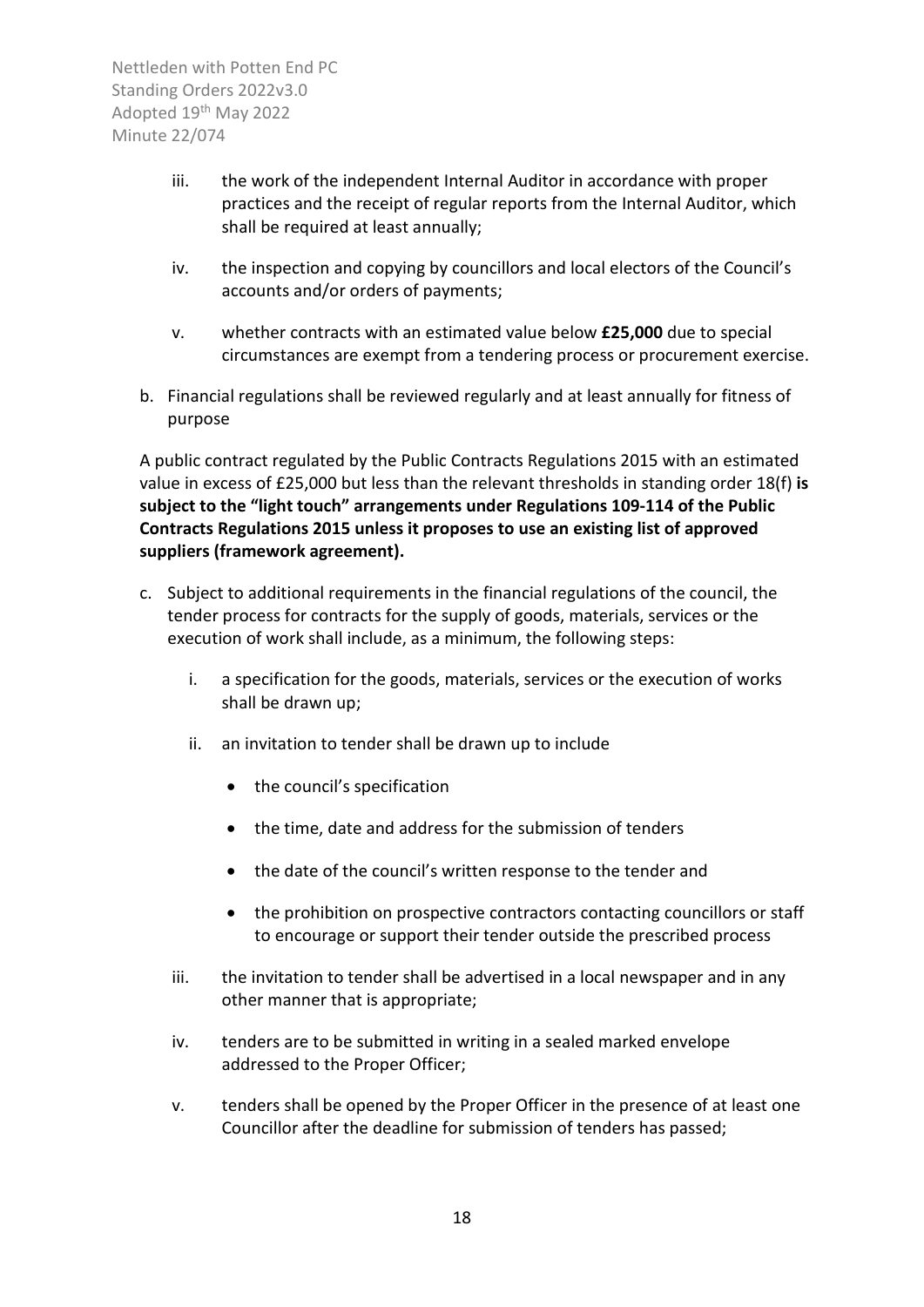iii. the work of the independent Internal Auditor in accordance with proper practices and the receipt of regular reports from the Internal Auditor, which shall be required at least annually;

iv. the inspection and copying by councillors and local electors of the Council's accounts and/or orders of payments;

v. whether contracts with an estimated value below **£25,000** due to special circumstances are exempt from a tendering process or procurement exercise.

b. Financial regulations shall be reviewed regularly and at least annually for fitness of purpose

A public contract regulated by the Public Contracts Regulations 2015 with an estimated value in excess of £25,000 but less than the relevant thresholds in standing order 18(f) **is subject to the "light touch" arrangements under Regulations 109-114 of the Public Contracts Regulations 2015 unless it proposes to use an existing list of approved suppliers (framework agreement).**

c. Subject to additional requirements in the financial regulations of the council, the tender process for contracts for the supply of goods, materials, services or the execution of work shall include, as a minimum, the following steps:

   i. a specification for the goods, materials, services or the execution of works shall be drawn up;

   ii. an invitation to tender shall be drawn up to include

   - the council's specification
   - the time, date and address for the submission of tenders
   - the date of the council's written response to the tender and
   - the prohibition on prospective contractors contacting councillors or staff to encourage or support their tender outside the prescribed process

   iii. the invitation to tender shall be advertised in a local newspaper and in any other manner that is appropriate;

   iv. tenders are to be submitted in writing in a sealed marked envelope addressed to the Proper Officer;

   v. tenders shall be opened by the Proper Officer in the presence of at least one Councillor after the deadline for submission of tenders has passed;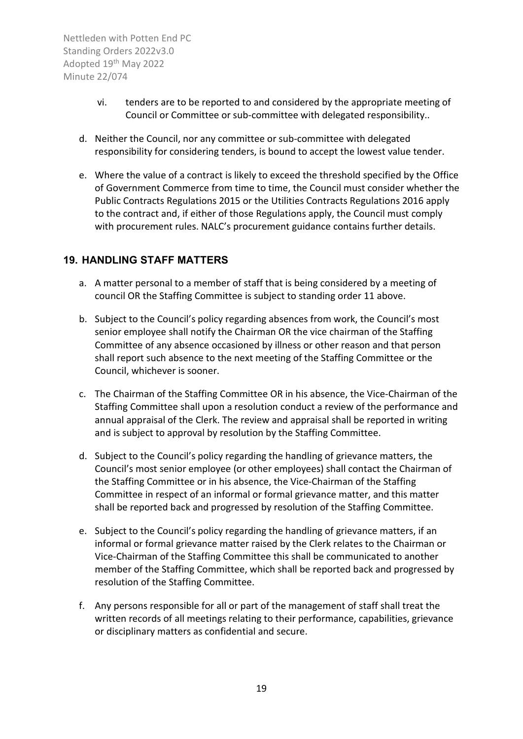vi. tenders are to be reported to and considered by the appropriate meeting of Council or Committee or sub-committee with delegated responsibility..

d. Neither the Council, nor any committee or sub-committee with delegated responsibility for considering tenders, is bound to accept the lowest value tender.

e. Where the value of a contract is likely to exceed the threshold specified by the Office of Government Commerce from time to time, the Council must consider whether the Public Contracts Regulations 2015 or the Utilities Contracts Regulations 2016 apply to the contract and, if either of those Regulations apply, the Council must comply with procurement rules. NALC's procurement guidance contains further details.

## 19. HANDLING STAFF MATTERS

a. A matter personal to a member of staff that is being considered by a meeting of council OR the Staffing Committee is subject to standing order 11 above.

b. Subject to the Council's policy regarding absences from work, the Council's most senior employee shall notify the Chairman OR the vice chairman of the Staffing Committee of any absence occasioned by illness or other reason and that person shall report such absence to the next meeting of the Staffing Committee or the Council, whichever is sooner.

c. The Chairman of the Staffing Committee OR in his absence, the Vice-Chairman of the Staffing Committee shall upon a resolution conduct a review of the performance and annual appraisal of the Clerk. The review and appraisal shall be reported in writing and is subject to approval by resolution by the Staffing Committee.

d. Subject to the Council's policy regarding the handling of grievance matters, the Council's most senior employee (or other employees) shall contact the Chairman of the Staffing Committee or in his absence, the Vice-Chairman of the Staffing Committee in respect of an informal or formal grievance matter, and this matter shall be reported back and progressed by resolution of the Staffing Committee.

e. Subject to the Council's policy regarding the handling of grievance matters, if an informal or formal grievance matter raised by the Clerk relates to the Chairman or Vice-Chairman of the Staffing Committee this shall be communicated to another member of the Staffing Committee, which shall be reported back and progressed by resolution of the Staffing Committee.

f. Any persons responsible for all or part of the management of staff shall treat the written records of all meetings relating to their performance, capabilities, grievance or disciplinary matters as confidential and secure.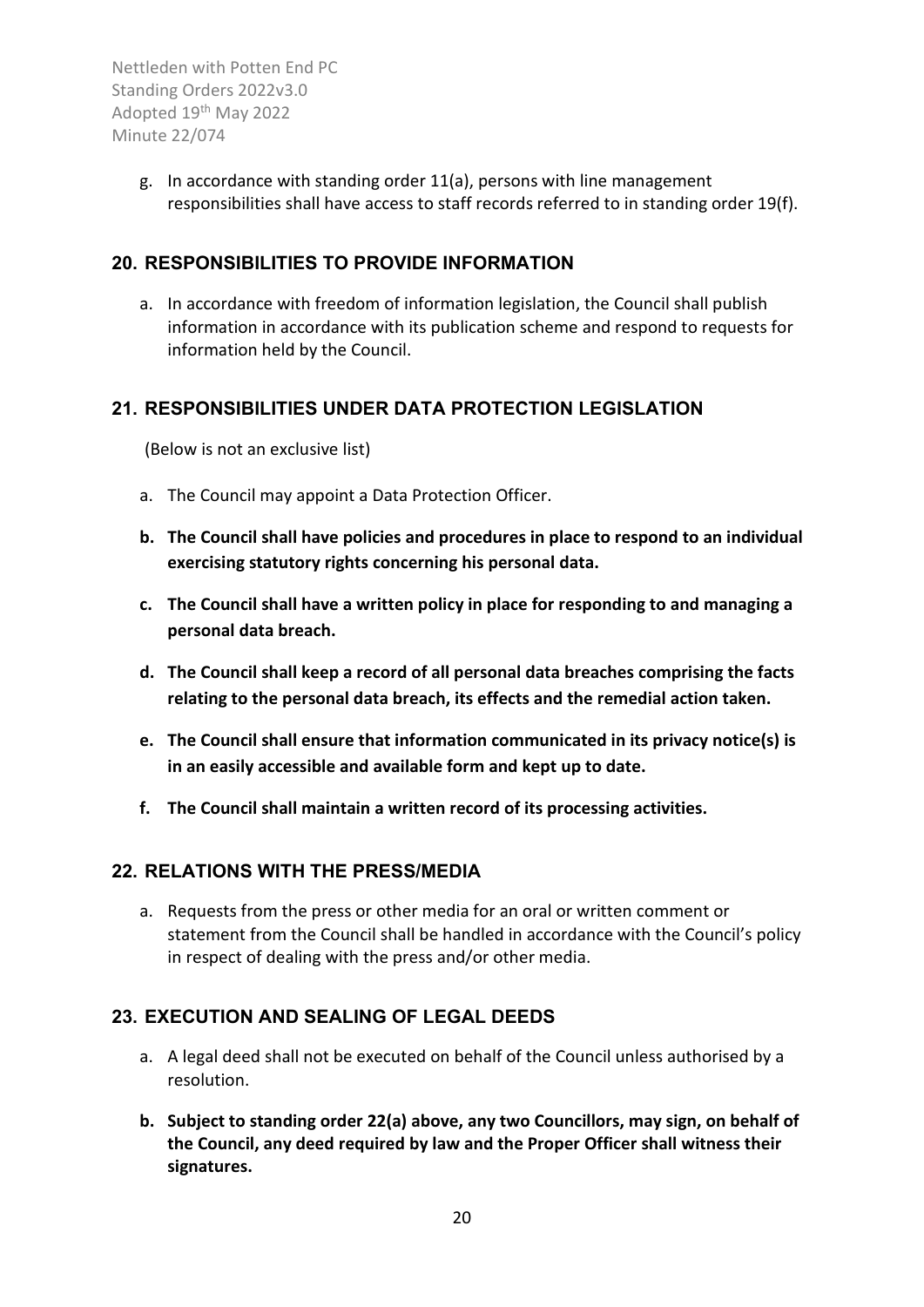g. In accordance with standing order 11(a), persons with line management responsibilities shall have access to staff records referred to in standing order 19(f).

## 20. RESPONSIBILITIES TO PROVIDE INFORMATION

a. In accordance with freedom of information legislation, the Council shall publish information in accordance with its publication scheme and respond to requests for information held by the Council.

## 21. RESPONSIBILITIES UNDER DATA PROTECTION LEGISLATION

(Below is not an exclusive list)

a. The Council may appoint a Data Protection Officer.

**b. The Council shall have policies and procedures in place to respond to an individual exercising statutory rights concerning his personal data.**

**c. The Council shall have a written policy in place for responding to and managing a personal data breach.**

**d. The Council shall keep a record of all personal data breaches comprising the facts relating to the personal data breach, its effects and the remedial action taken.**

**e. The Council shall ensure that information communicated in its privacy notice(s) is in an easily accessible and available form and kept up to date.**

**f. The Council shall maintain a written record of its processing activities.**

## 22. RELATIONS WITH THE PRESS/MEDIA

a. Requests from the press or other media for an oral or written comment or statement from the Council shall be handled in accordance with the Council's policy in respect of dealing with the press and/or other media.

## 23. EXECUTION AND SEALING OF LEGAL DEEDS

a. A legal deed shall not be executed on behalf of the Council unless authorised by a resolution.

**b. Subject to standing order 22(a) above, any two Councillors, may sign, on behalf of the Council, any deed required by law and the Proper Officer shall witness their signatures.**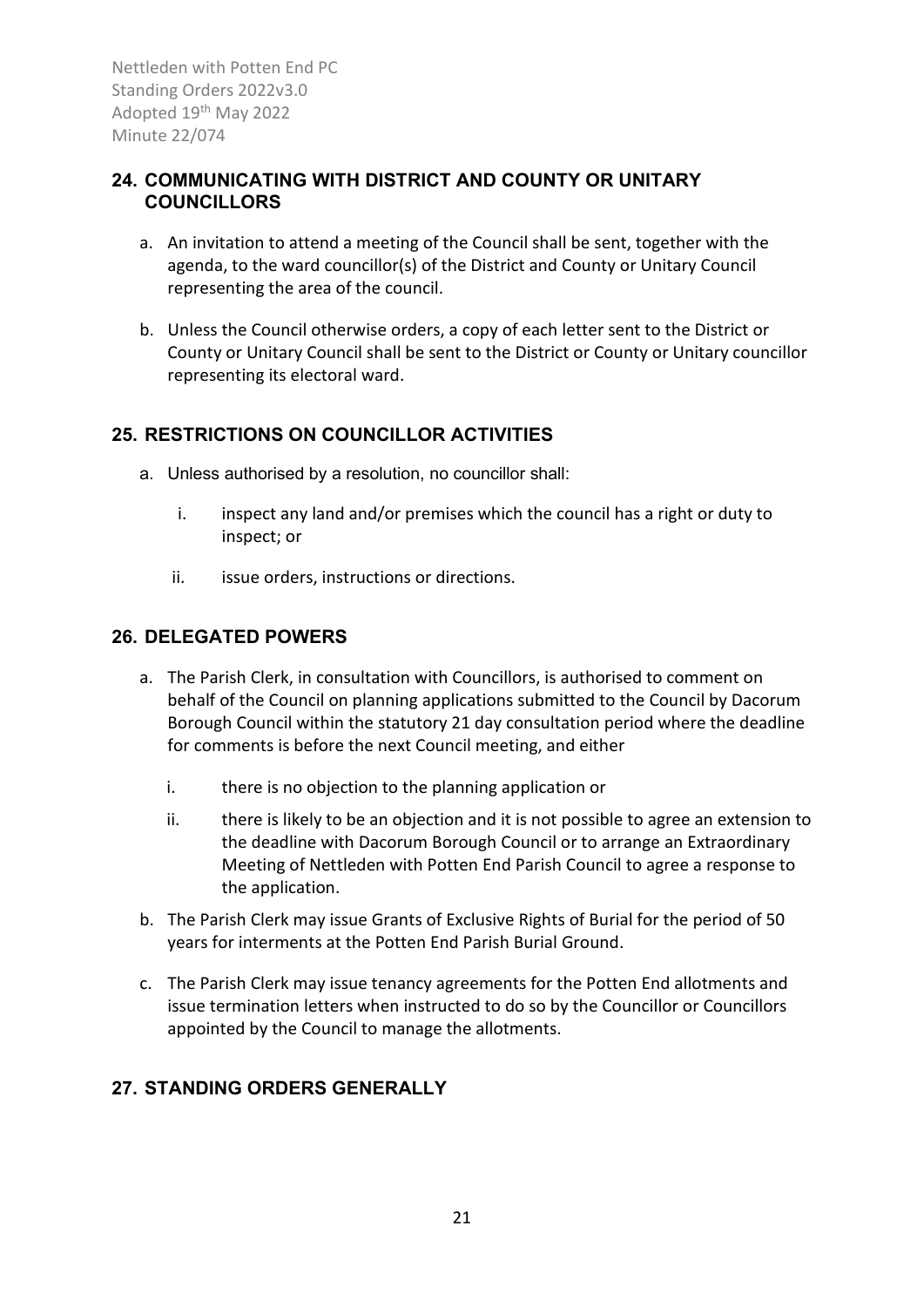## 24. COMMUNICATING WITH DISTRICT AND COUNTY OR UNITARY COUNCILLORS

a. An invitation to attend a meeting of the Council shall be sent, together with the agenda, to the ward councillor(s) of the District and County or Unitary Council representing the area of the council.

b. Unless the Council otherwise orders, a copy of each letter sent to the District or County or Unitary Council shall be sent to the District or County or Unitary councillor representing its electoral ward.

## 25. RESTRICTIONS ON COUNCILLOR ACTIVITIES

a. Unless authorised by a resolution, no councillor shall:

   i. inspect any land and/or premises which the council has a right or duty to inspect; or

   ii. issue orders, instructions or directions.

## 26. DELEGATED POWERS

a. The Parish Clerk, in consultation with Councillors, is authorised to comment on behalf of the Council on planning applications submitted to the Council by Dacorum Borough Council within the statutory 21 day consultation period where the deadline for comments is before the next Council meeting, and either

   i. there is no objection to the planning application or

   ii. there is likely to be an objection and it is not possible to agree an extension to the deadline with Dacorum Borough Council or to arrange an Extraordinary Meeting of Nettleden with Potten End Parish Council to agree a response to the application.

b. The Parish Clerk may issue Grants of Exclusive Rights of Burial for the period of 50 years for interments at the Potten End Parish Burial Ground.

c. The Parish Clerk may issue tenancy agreements for the Potten End allotments and issue termination letters when instructed to do so by the Councillor or Councillors appointed by the Council to manage the allotments.

## 27. STANDING ORDERS GENERALLY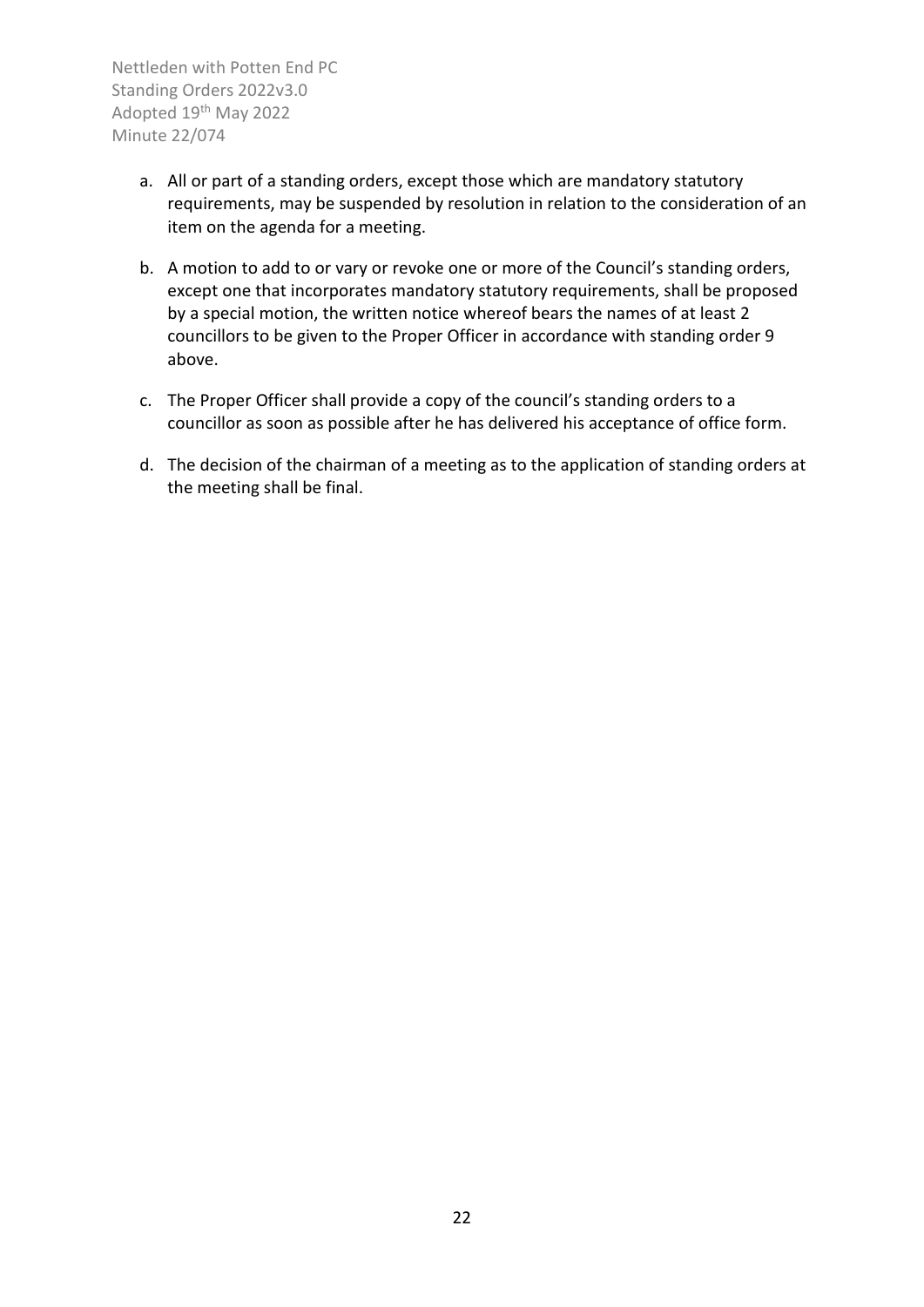a. All or part of a standing orders, except those which are mandatory statutory requirements, may be suspended by resolution in relation to the consideration of an item on the agenda for a meeting.

b. A motion to add to or vary or revoke one or more of the Council's standing orders, except one that incorporates mandatory statutory requirements, shall be proposed by a special motion, the written notice whereof bears the names of at least 2 councillors to be given to the Proper Officer in accordance with standing order 9 above.

c. The Proper Officer shall provide a copy of the council's standing orders to a councillor as soon as possible after he has delivered his acceptance of office form.

d. The decision of the chairman of a meeting as to the application of standing orders at the meeting shall be final.